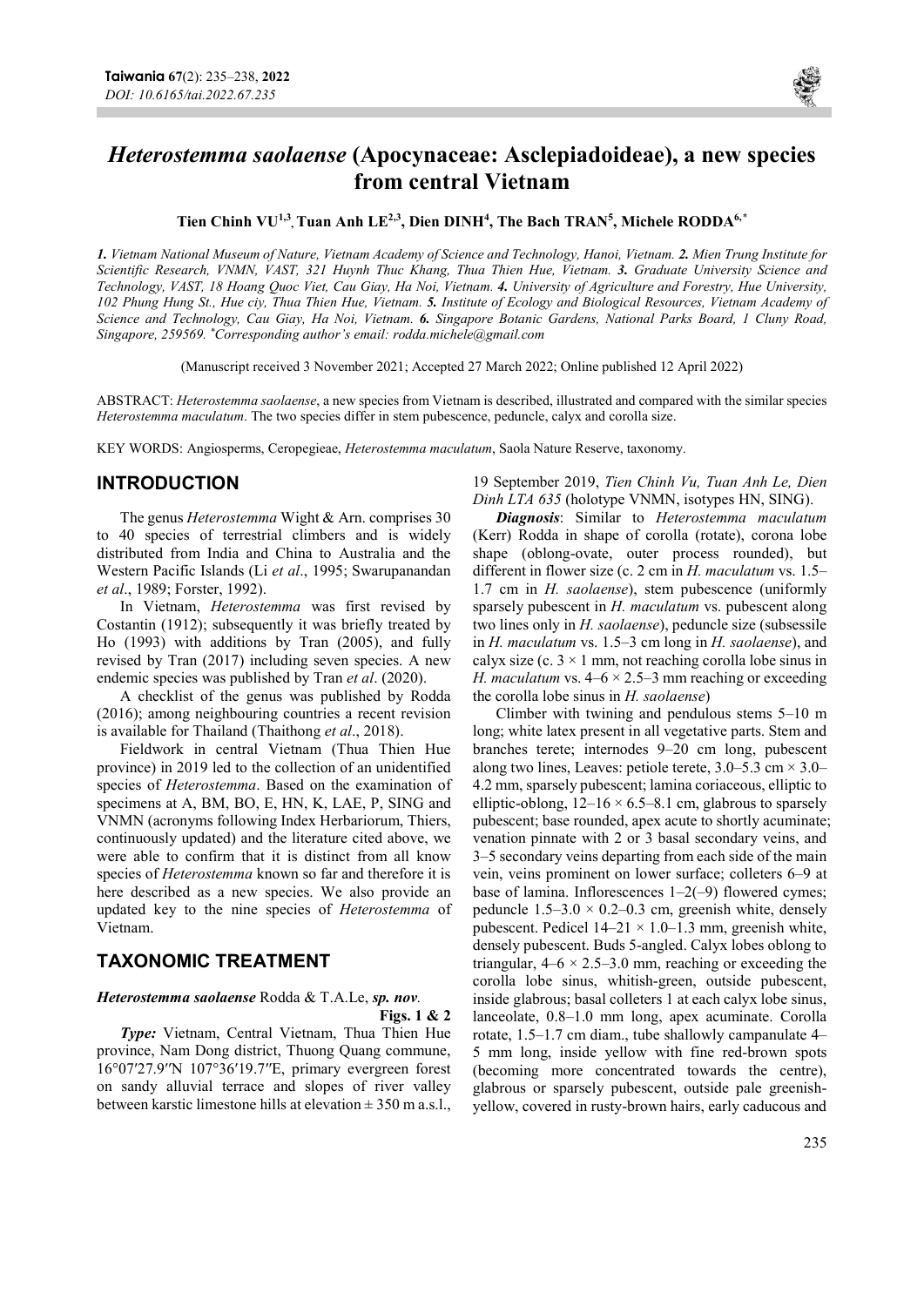# *Heterostemma saolaense* (Apocynaceae: Asclepiadoideae), a new species from central Vietnam

**Tien Chinh VU[1,3], Tuan Anh LE[2,3], Dien DINH[4], The Bach TRAN[5], Michele RODDA[6,*]**

*1. Vietnam National Museum of Nature, Vietnam Academy of Science and Technology, Hanoi, Vietnam. 2. Mien Trung Institute for Scientific Research, VNMN, VAST, 321 Huynh Thuc Khang, Thua Thien Hue, Vietnam. 3. Graduate University Science and Technology, VAST, 18 Hoang Quoc Viet, Cau Giay, Ha Noi, Vietnam. 4. University of Agriculture and Forestry, Hue University, 102 Phung Hung St., Hue ciy, Thua Thien Hue, Vietnam. 5. Institute of Ecology and Biological Resources, Vietnam Academy of Science and Technology, Cau Giay, Ha Noi, Vietnam. 6. Singapore Botanic Gardens, National Parks Board, 1 Cluny Road, Singapore, 259569. *Corresponding author's email: rodda.michele@gmail.com*

(Manuscript received 3 November 2021; Accepted 27 March 2022; Online published 12 April 2022)

ABSTRACT: *Heterostemma saolaense*, a new species from Vietnam is described, illustrated and compared with the similar species *Heterostemma maculatum*. The two species differ in stem pubescence, peduncle, calyx and corolla size.

KEY WORDS: Angiosperms, Ceropegieae, *Heterostemma maculatum*, Saola Nature Reserve, taxonomy.

## INTRODUCTION

The genus *Heterostemma* Wight & Arn. comprises 30 to 40 species of terrestrial climbers and is widely distributed from India and China to Australia and the Western Pacific Islands (Li *et al*., 1995; Swarupanandan *et al*., 1989; Forster, 1992).

In Vietnam, *Heterostemma* was first revised by Costantin (1912); subsequently it was briefly treated by Ho (1993) with additions by Tran (2005), and fully revised by Tran (2017) including seven species. A new endemic species was published by Tran *et al*. (2020).

A checklist of the genus was published by Rodda (2016); among neighbouring countries a recent revision is available for Thailand (Thaithong *et al*., 2018).

Fieldwork in central Vietnam (Thua Thien Hue province) in 2019 led to the collection of an unidentified species of *Heterostemma*. Based on the examination of specimens at A, BM, BO, E, HN, K, LAE, P, SING and VNMN (acronyms following Index Herbariorum, Thiers, continuously updated) and the literature cited above, we were able to confirm that it is distinct from all know species of *Heterostemma* known so far and therefore it is here described as a new species. We also provide an updated key to the nine species of *Heterostemma* of Vietnam.

## TAXONOMIC TREATMENT

***Heterostemma saolaense*** **Rodda & T.A.Le, *sp. nov.***

**Figs. 1 & 2**

***Type:*** Vietnam, Central Vietnam, Thua Thien Hue province, Nam Dong district, Thuong Quang commune, 16°07′27.9″N 107°36′19.7″E, primary evergreen forest on sandy alluvial terrace and slopes of river valley between karstic limestone hills at elevation ± 350 m a.s.l., 19 September 2019, *Tien Chinh Vu, Tuan Anh Le, Dien Dinh LTA 635* (holotype VNMN, isotypes HN, SING).

***Diagnosis***: Similar to *Heterostemma maculatum* (Kerr) Rodda in shape of corolla (rotate), corona lobe shape (oblong-ovate, outer process rounded), but different in flower size (c. 2 cm in *H. maculatum* vs. 1.5–1.7 cm in *H. saolaense*), stem pubescence (uniformly sparsely pubescent in *H. maculatum* vs. pubescent along two lines only in *H. saolaense*), peduncle size (subsessile in *H. maculatum* vs. 1.5–3 cm long in *H. saolaense*), and calyx size (c. 3 × 1 mm, not reaching corolla lobe sinus in *H. maculatum* vs. 4–6 × 2.5–3 mm reaching or exceeding the corolla lobe sinus in *H. saolaense*)

Climber with twining and pendulous stems 5–10 m long; white latex present in all vegetative parts. Stem and branches terete; internodes 9–20 cm long, pubescent along two lines, Leaves: petiole terete, 3.0–5.3 cm × 3.0–4.2 mm, sparsely pubescent; lamina coriaceous, elliptic to elliptic-oblong, 12–16 × 6.5–8.1 cm, glabrous to sparsely pubescent; base rounded, apex acute to shortly acuminate; venation pinnate with 2 or 3 basal secondary veins, and 3–5 secondary veins departing from each side of the main vein, veins prominent on lower surface; colleters 6–9 at base of lamina. Inflorescences 1–2(–9) flowered cymes; peduncle 1.5–3.0 × 0.2–0.3 cm, greenish white, densely pubescent. Pedicel 14–21 × 1.0–1.3 mm, greenish white, densely pubescent. Buds 5-angled. Calyx lobes oblong to triangular, 4–6 × 2.5–3.0 mm, reaching or exceeding the corolla lobe sinus, whitish-green, outside pubescent, inside glabrous; basal colleters 1 at each calyx lobe sinus, lanceolate, 0.8–1.0 mm long, apex acuminate. Corolla rotate, 1.5–1.7 cm diam., tube shallowly campanulate 4–5 mm long, inside yellow with fine red-brown spots (becoming more concentrated towards the centre), glabrous or sparsely pubescent, outside pale greenish-yellow, covered in rusty-brown hairs, early caducous and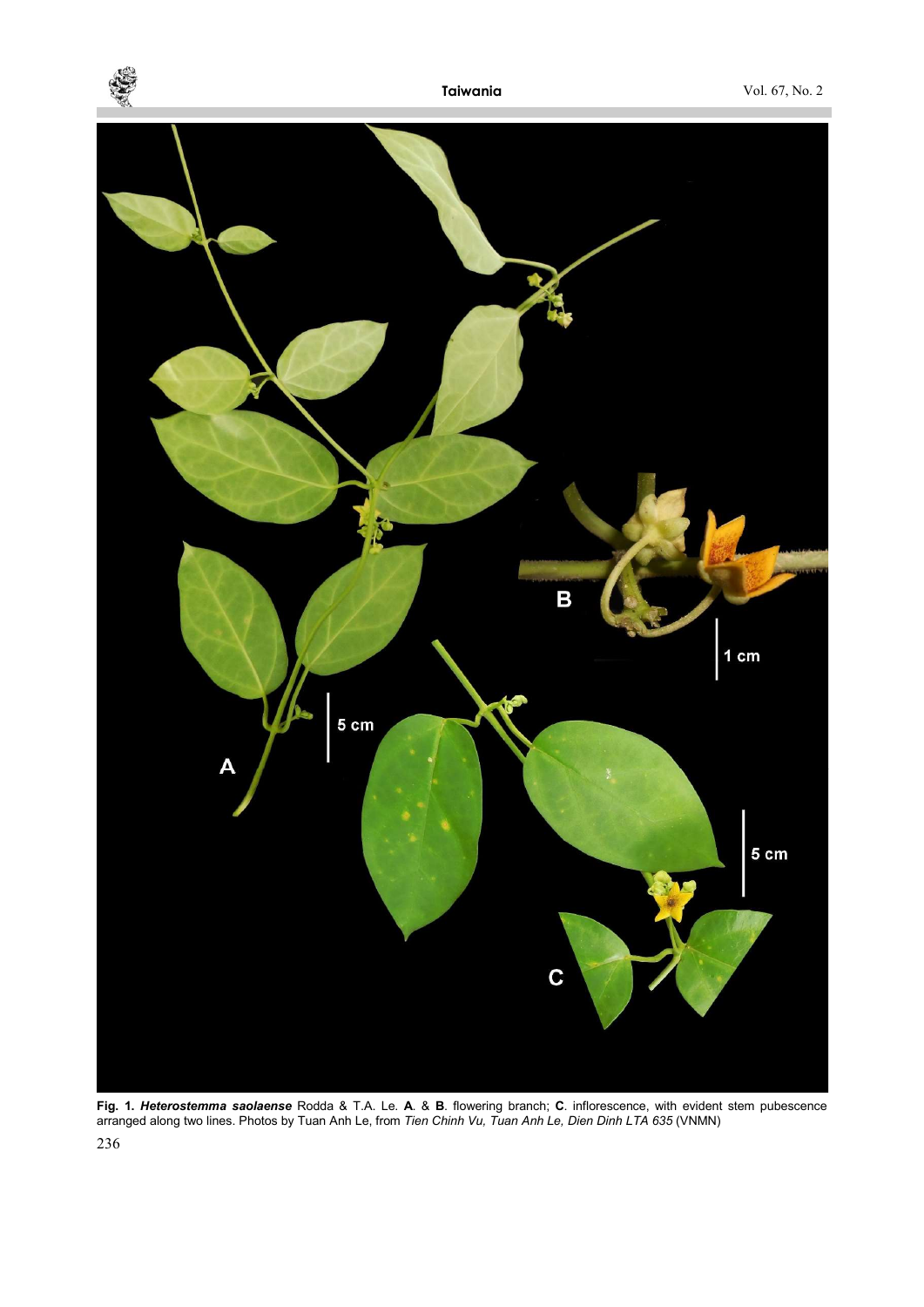**Fig. 1.** ***Heterostemma saolaense*** Rodda & T.A. Le. **A**. & **B**. flowering branch; **C**. inflorescence, with evident stem pubescence arranged along two lines. Photos by Tuan Anh Le, from *Tien Chinh Vu, Tuan Anh Le, Dien Dinh LTA 635* (VNMN)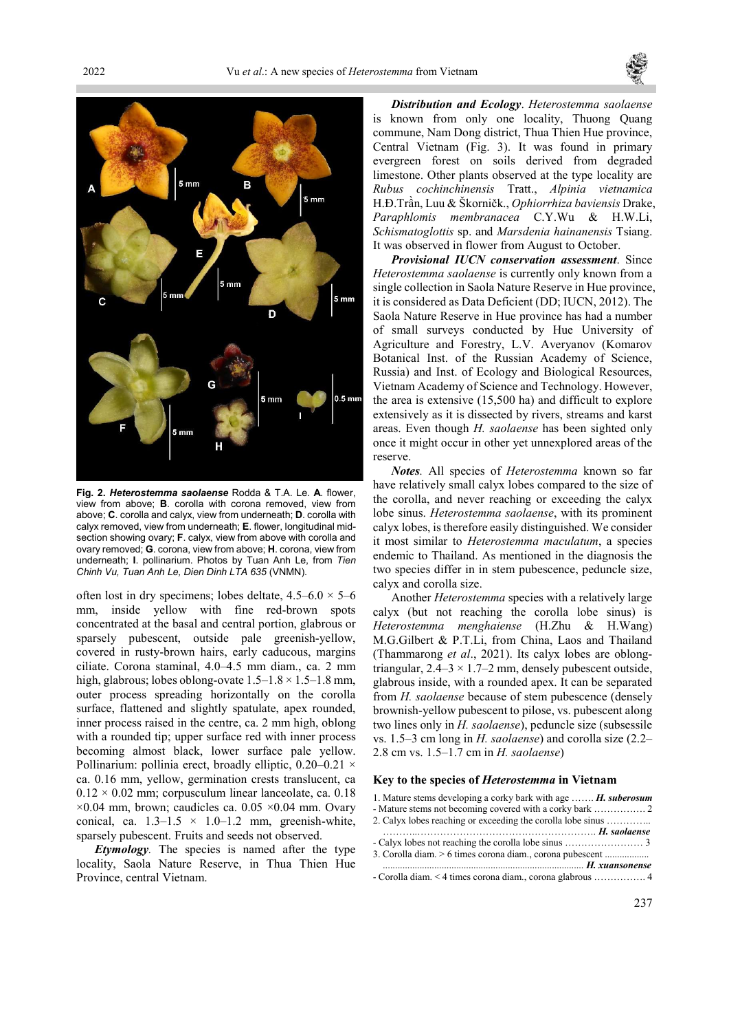Fig. 2. ***Heterostemma saolaense*** Rodda & T.A. Le. **A**. flower, view from above; **B**. corolla with corona removed, view from above; **C**. corolla and calyx, view from underneath; **D**. corolla with calyx removed, view from underneath; **E**. flower, longitudinal mid-section showing ovary; **F**. calyx, view from above with corolla and ovary removed; **G**. corona, view from above; **H**. corona, view from underneath; **I**. pollinarium. Photos by Tuan Anh Le, from *Tien Chinh Vu, Tuan Anh Le, Dien Dinh LTA 635* (VNMN).

often lost in dry specimens; lobes deltate, 4.5–6.0 × 5–6 mm, inside yellow with fine red-brown spots concentrated at the basal and central portion, glabrous or sparsely pubescent, outside pale greenish-yellow, covered in rusty-brown hairs, early caducous, margins ciliate. Corona staminal, 4.0–4.5 mm diam., ca. 2 mm high, glabrous; lobes oblong-ovate 1.5–1.8 × 1.5–1.8 mm, outer process spreading horizontally on the corolla surface, flattened and slightly spatulate, apex rounded, inner process raised in the centre, ca. 2 mm high, oblong with a rounded tip; upper surface red with inner process becoming almost black, lower surface pale yellow. Pollinarium: pollinia erect, broadly elliptic, 0.20–0.21 × ca. 0.16 mm, yellow, germination crests translucent, ca 0.12 × 0.02 mm; corpusculum linear lanceolate, ca. 0.18 ×0.04 mm, brown; caudicles ca. 0.05 ×0.04 mm. Ovary conical, ca. 1.3–1.5 × 1.0–1.2 mm, greenish-white, sparsely pubescent. Fruits and seeds not observed.

***Etymology***. The species is named after the type locality, Saola Nature Reserve, in Thua Thien Hue Province, central Vietnam.

***Distribution and Ecology***. *Heterostemma saolaense* is known from only one locality, Thuong Quang commune, Nam Dong district, Thua Thien Hue province, Central Vietnam (Fig. 3). It was found in primary evergreen forest on soils derived from degraded limestone. Other plants observed at the type locality are *Rubus cochinchinensis* Tratt., *Alpinia vietnamica* H.Đ.Trần, Luu & Škorničk., *Ophiorrhiza baviensis* Drake, *Paraphlomis membranacea* C.Y.Wu & H.W.Li, *Schismatoglottis* sp. and *Marsdenia hainanensis* Tsiang. It was observed in flower from August to October.

***Provisional IUCN conservation assessment***. Since *Heterostemma saolaense* is currently only known from a single collection in Saola Nature Reserve in Hue province, it is considered as Data Deficient (DD; IUCN, 2012). The Saola Nature Reserve in Hue province has had a number of small surveys conducted by Hue University of Agriculture and Forestry, L.V. Averyanov (Komarov Botanical Inst. of the Russian Academy of Science, Russia) and Inst. of Ecology and Biological Resources, Vietnam Academy of Science and Technology. However, the area is extensive (15,500 ha) and difficult to explore extensively as it is dissected by rivers, streams and karst areas. Even though *H. saolaense* has been sighted only once it might occur in other yet unexplored areas of the reserve.

***Notes***. All species of *Heterostemma* known so far have relatively small calyx lobes compared to the size of the corolla, and never reaching or exceeding the calyx lobe sinus. *Heterostemma saolaense*, with its prominent calyx lobes, is therefore easily distinguished. We consider it most similar to *Heterostemma maculatum*, a species endemic to Thailand. As mentioned in the diagnosis the two species differ in in stem pubescence, peduncle size, calyx and corolla size.

Another *Heterostemma* species with a relatively large calyx (but not reaching the corolla lobe sinus) is *Heterostemma menghaiense* (H.Zhu & H.Wang) M.G.Gilbert & P.T.Li, from China, Laos and Thailand (Thammarong *et al*., 2021). Its calyx lobes are oblong-triangular, 2.4–3 × 1.7–2 mm, densely pubescent outside, glabrous inside, with a rounded apex. It can be separated from *H. saolaense* because of stem pubescence (densely brownish-yellow pubescent to pilose, vs. pubescent along two lines only in *H. saolaense*), peduncle size (subsessile vs. 1.5–3 cm long in *H. saolaense*) and corolla size (2.2–2.8 cm vs. 1.5–1.7 cm in *H. saolaense*)

## Key to the species of *Heterostemma* in Vietnam

1. Mature stems developing a corky bark with age ……. ***H. suberosum***
- Mature stems not becoming covered with a corky bark ……………. 2
2. Calyx lobes reaching or exceeding the corolla lobe sinus …………. ………………………………………………………. ***H. saolaense***
- Calyx lobes not reaching the corolla lobe sinus …………………… 3
3. Corolla diam. > 6 times corona diam., corona pubescent ................. ................................................................................ ***H. xuansonense***
- Corolla diam. < 4 times corona diam., corona glabrous ……………. 4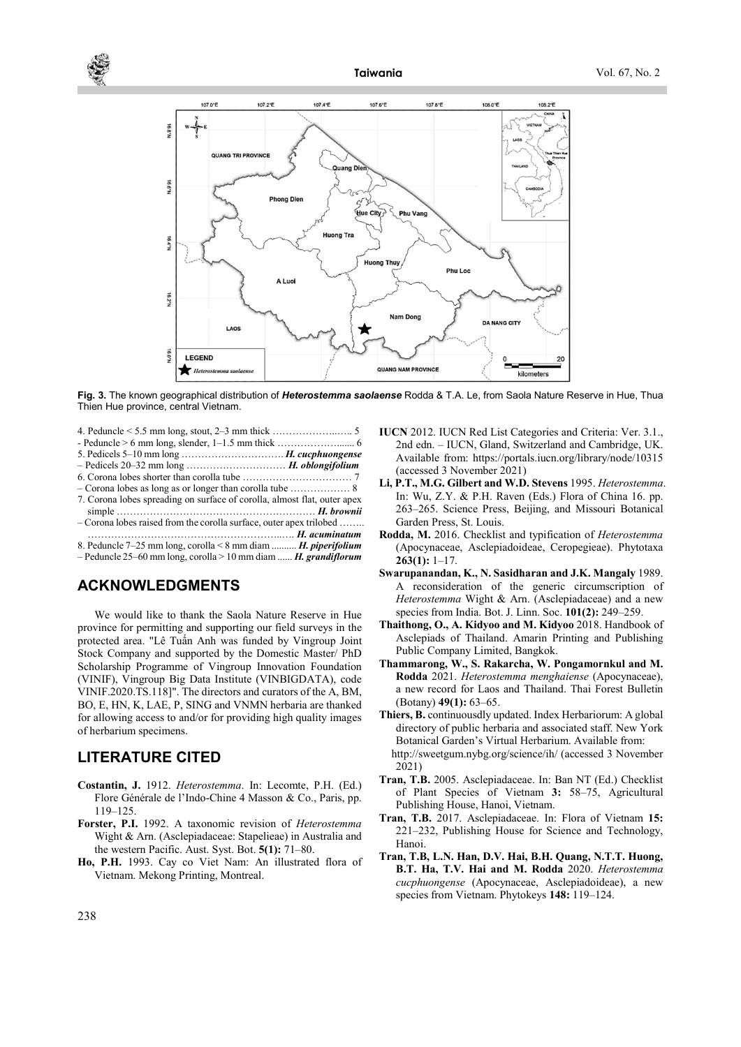QUANG TRI PROVINCE

Quang Dien

Phong Dien

Hue City

Phu Vang

Huong Tra

Huong Thuy

Phu Loc

A Luoi

Nam Dong

DA NANG CITY

LAOS

QUANG NAM PROVINCE

LEGEND

*Heterostemma saolaense*

0 20

kilometers

107.0°E 107.2°E 107.4°E 107.6°E 107.8°E 108.0°E 108.2°E

16.8°N 16.6°N 16.4°N 16.2°N 16.0°N

CHINA

VIETNAM

LAOS

THAILAND

CAMBODIA

Thua Thien Hue Province

**Fig. 3.** The known geographical distribution of ***Heterostemma saolaense*** Rodda & T.A. Le, from Saola Nature Reserve in Hue, Thua Thien Hue province, central Vietnam.

4. Peduncle < 5.5 mm long, stout, 2–3 mm thick ……………….….. 5
- Peduncle > 6 mm long, slender, 1–1.5 mm thick ……………….…... 6
5. Pedicels 5–10 mm long …………………………. ***H. cucphuongense***
– Pedicels 20–32 mm long ………………………… ***H. oblongifolium***
6. Corona lobes shorter than corolla tube …………………………… 7
– Corona lobes as long as or longer than corolla tube ……………… 8
7. Corona lobes spreading on surface of corolla, almost flat, outer apex simple ……………………………………………………. ***H. brownii***
– Corona lobes raised from the corolla surface, outer apex trilobed …….. ………………………………………………….…. ***H. acuminatum***
8. Peduncle 7–25 mm long, corolla < 8 mm diam ......... ***H. piperifolium***
– Peduncle 25–60 mm long, corolla > 10 mm diam ...... ***H. grandiflorum***

## ACKNOWLEDGMENTS

We would like to thank the Saola Nature Reserve in Hue province for permitting and supporting our field surveys in the protected area. "Lê Tuấn Anh was funded by Vingroup Joint Stock Company and supported by the Domestic Master/ PhD Scholarship Programme of Vingroup Innovation Foundation (VINIF), Vingroup Big Data Institute (VINBIGDATA), code VINIF.2020.TS.118]". The directors and curators of the A, BM, BO, E, HN, K, LAE, P, SING and VNMN herbaria are thanked for allowing access to and/or for providing high quality images of herbarium specimens.

## LITERATURE CITED

**Costantin, J.** 1912. *Heterostemma*. In: Lecomte, P.H. (Ed.) Flore Générale de l'Indo-Chine 4 Masson & Co., Paris, pp. 119–125.

**Forster, P.I.** 1992. A taxonomic revision of *Heterostemma* Wight & Arn. (Asclepiadaceae: Stapelieae) in Australia and the western Pacific. Aust. Syst. Bot. **5(1):** 71–80.

**Ho, P.H.** 1993. Cay co Viet Nam: An illustrated flora of Vietnam. Mekong Printing, Montreal.

**IUCN** 2012. IUCN Red List Categories and Criteria: Ver. 3.1., 2nd edn. – IUCN, Gland, Switzerland and Cambridge, UK. Available from: https://portals.iucn.org/library/node/10315 (accessed 3 November 2021)

**Li, P.T., M.G. Gilbert and W.D. Stevens** 1995. *Heterostemma*. In: Wu, Z.Y. & P.H. Raven (Eds.) Flora of China 16. pp. 263–265. Science Press, Beijing, and Missouri Botanical Garden Press, St. Louis.

**Rodda, M.** 2016. Checklist and typification of *Heterostemma* (Apocynaceae, Asclepiadoideae, Ceropegieae). Phytotaxa **263(1):** 1–17.

**Swarupanandan, K., N. Sasidharan and J.K. Mangaly** 1989. A reconsideration of the generic circumscription of *Heterostemma* Wight & Arn. (Asclepiadaceae) and a new species from India. Bot. J. Linn. Soc. **101(2):** 249–259.

**Thaithong, O., A. Kidyoo and M. Kidyoo** 2018. Handbook of Asclepiads of Thailand. Amarin Printing and Publishing Public Company Limited, Bangkok.

**Thammarong, W., S. Rakarcha, W. Pongamornkul and M. Rodda** 2021. *Heterostemma menghaiense* (Apocynaceae), a new record for Laos and Thailand. Thai Forest Bulletin (Botany) **49(1):** 63–65.

**Thiers, B.** continuousdly updated. Index Herbariorum: A global directory of public herbaria and associated staff. New York Botanical Garden's Virtual Herbarium. Available from: http://sweetgum.nybg.org/science/ih/ (accessed 3 November 2021)

**Tran, T.B.** 2005. Asclepiadaceae. In: Ban NT (Ed.) Checklist of Plant Species of Vietnam **3:** 58–75, Agricultural Publishing House, Hanoi, Vietnam.

**Tran, T.B.** 2017. Asclepiadaceae. In: Flora of Vietnam **15:** 221–232, Publishing House for Science and Technology, Hanoi.

**Tran, T.B, L.N. Han, D.V. Hai, B.H. Quang, N.T.T. Huong, B.T. Ha, T.V. Hai and M. Rodda** 2020. *Heterostemma cucphuongense* (Apocynaceae, Asclepiadoideae), a new species from Vietnam. Phytokeys **148:** 119–124.